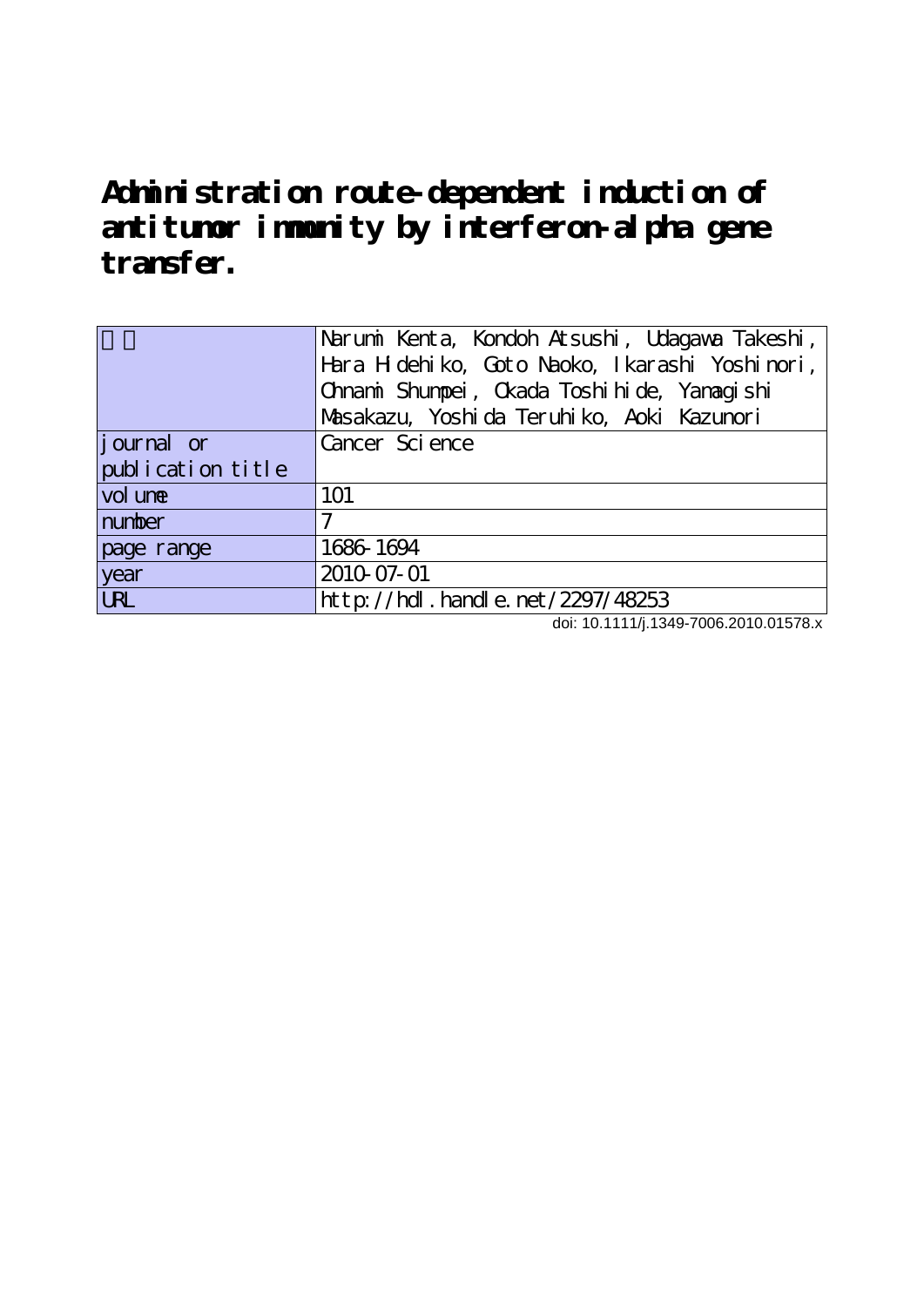# Administration route-dependent induction of antitumor immunity by interferon-alpha gene transfer.

| 著者 | Narumi Kenta, Kondoh Atsushi, Udagawa Takeshi, Hara Hidehiko, Goto Naoko, Ikarashi Yoshinori, Ohnami Shumpei, Okada Toshihide, Yamagishi Masakazu, Yoshida Teruhiko, Aoki Kazunori |
|---|---|
| journal or publication title | Cancer Science |
| volume | 101 |
| number | 7 |
| page range | 1686-1694 |
| year | 2010-07-01 |
| URL | http://hdl.handle.net/2297/48253 |

doi: 10.1111/j.1349-7006.2010.01578.x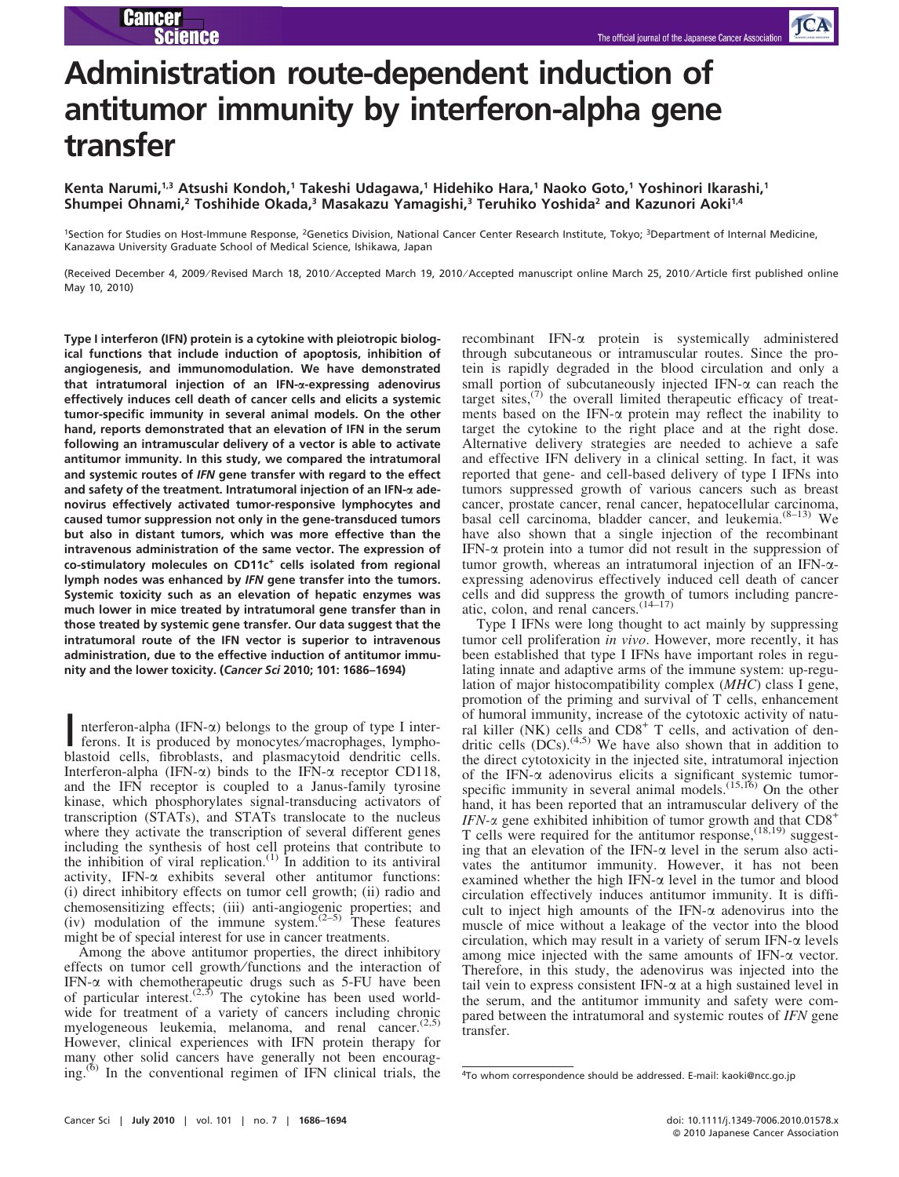# Administration route-dependent induction of antitumor immunity by interferon-alpha gene transfer

Kenta Narumi,[1,3] Atsushi Kondoh,[1] Takeshi Udagawa,[1] Hidehiko Hara,[1] Naoko Goto,[1] Yoshinori Ikarashi,[1] Shumpei Ohnami,[2] Toshihide Okada,[3] Masakazu Yamagishi,[3] Teruhiko Yoshida[2] and Kazunori Aoki[1,4]

[1]Section for Studies on Host-Immune Response, [2]Genetics Division, National Cancer Center Research Institute, Tokyo; [3]Department of Internal Medicine, Kanazawa University Graduate School of Medical Science, Ishikawa, Japan

(Received December 4, 2009/Revised March 18, 2010/Accepted March 19, 2010/Accepted manuscript online March 25, 2010/Article first published online May 10, 2010)

**Type I interferon (IFN) protein is a cytokine with pleiotropic biological functions that include induction of apoptosis, inhibition of angiogenesis, and immunomodulation. We have demonstrated that intratumoral injection of an IFN-α-expressing adenovirus effectively induces cell death of cancer cells and elicits a systemic tumor-specific immunity in several animal models. On the other hand, reports demonstrated that an elevation of IFN in the serum following an intramuscular delivery of a vector is able to activate antitumor immunity. In this study, we compared the intratumoral and systemic routes of *IFN* gene transfer with regard to the effect and safety of the treatment. Intratumoral injection of an IFN-α adenovirus effectively activated tumor-responsive lymphocytes and caused tumor suppression not only in the gene-transduced tumors but also in distant tumors, which was more effective than the intravenous administration of the same vector. The expression of co-stimulatory molecules on CD11c⁺ cells isolated from regional lymph nodes was enhanced by *IFN* gene transfer into the tumors. Systemic toxicity such as an elevation of hepatic enzymes was much lower in mice treated by intratumoral gene transfer than in those treated by systemic gene transfer. Our data suggest that the intratumoral route of the IFN vector is superior to intravenous administration, due to the effective induction of antitumor immunity and the lower toxicity. (*Cancer Sci* 2010; 101: 1686–1694)**

Interferon-alpha (IFN-α) belongs to the group of type I interferons. It is produced by monocytes/macrophages, lymphoblastoid cells, fibroblasts, and plasmacytoid dendritic cells. Interferon-alpha (IFN-α) binds to the IFN-α receptor CD118, and the IFN receptor is coupled to a Janus-family tyrosine kinase, which phosphorylates signal-transducing activators of transcription (STATs), and STATs translocate to the nucleus where they activate the transcription of several different genes including the synthesis of host cell proteins that contribute to the inhibition of viral replication.[1] In addition to its antiviral activity, IFN-α exhibits several other antitumor functions: (i) direct inhibitory effects on tumor cell growth; (ii) radio and chemosensitizing effects; (iii) anti-angiogenic properties; and (iv) modulation of the immune system.[2–5] These features might be of special interest for use in cancer treatments.

Among the above antitumor properties, the direct inhibitory effects on tumor cell growth/functions and the interaction of IFN-α with chemotherapeutic drugs such as 5-FU have been of particular interest.[2,3] The cytokine has been used worldwide for treatment of a variety of cancers including chronic myelogeneous leukemia, melanoma, and renal cancer.[2,5] However, clinical experiences with IFN protein therapy for many other solid cancers have generally not been encouraging.[6] In the conventional regimen of IFN clinical trials, the recombinant IFN-α protein is systemically administered through subcutaneous or intramuscular routes. Since the protein is rapidly degraded in the blood circulation and only a small portion of subcutaneously injected IFN-α can reach the target sites,[7] the overall limited therapeutic efficacy of treatments based on the IFN-α protein may reflect the inability to target the cytokine to the right place and at the right dose. Alternative delivery strategies are needed to achieve a safe and effective IFN delivery in a clinical setting. In fact, it was reported that gene- and cell-based delivery of type I IFNs into tumors suppressed growth of various cancers such as breast cancer, prostate cancer, renal cancer, hepatocellular carcinoma, basal cell carcinoma, bladder cancer, and leukemia.[8–13] We have also shown that a single injection of the recombinant IFN-α protein into a tumor did not result in the suppression of tumor growth, whereas an intratumoral injection of an IFN-α-expressing adenovirus effectively induced cell death of cancer cells and did suppress the growth of tumors including pancreatic, colon, and renal cancers.[14–17]

Type I IFNs were long thought to act mainly by suppressing tumor cell proliferation *in vivo*. However, more recently, it has been established that type I IFNs have important roles in regulating innate and adaptive arms of the immune system: up-regulation of major histocompatibility complex (*MHC*) class I gene, promotion of the priming and survival of T cells, enhancement of humoral immunity, increase of the cytotoxic activity of natural killer (NK) cells and CD8⁺ T cells, and activation of dendritic cells (DCs).[4,5] We have also shown that in addition to the direct cytotoxicity in the injected site, intratumoral injection of the IFN-α adenovirus elicits a significant systemic tumor-specific immunity in several animal models.[15,16] On the other hand, it has been reported that an intramuscular delivery of the *IFN-α* gene exhibited inhibition of tumor growth and that CD8⁺ T cells were required for the antitumor response,[18,19] suggesting that an elevation of the IFN-α level in the serum also activates the antitumor immunity. However, it has not been examined whether the high IFN-α level in the tumor and blood circulation effectively induces antitumor immunity. It is difficult to inject high amounts of the IFN-α adenovirus into the muscle of mice without a leakage of the vector into the blood circulation, which may result in a variety of serum IFN-α levels among mice injected with the same amounts of IFN-α vector. Therefore, in this study, the adenovirus was injected into the tail vein to express consistent IFN-α at a high sustained level in the serum, and the antitumor immunity and safety were compared between the intratumoral and systemic routes of *IFN* gene transfer.

[4]To whom correspondence should be addressed. E-mail: kaoki@ncc.go.jp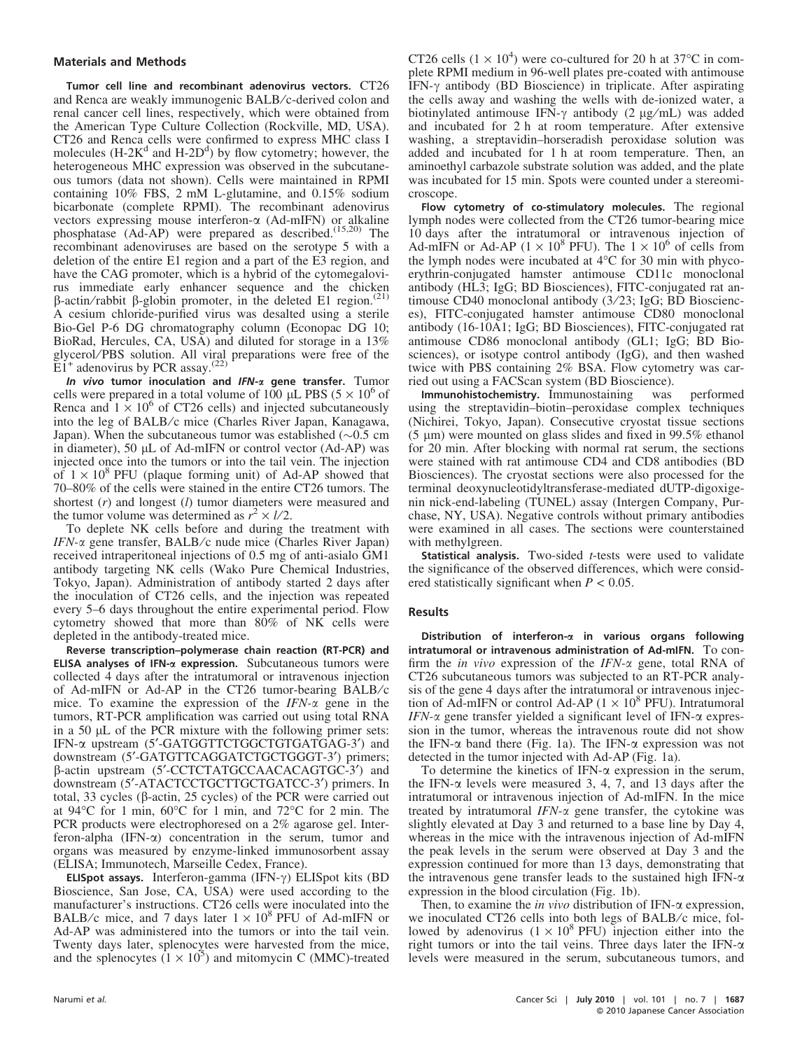## Materials and Methods

**Tumor cell line and recombinant adenovirus vectors.** CT26 and Renca are weakly immunogenic BALB/c-derived colon and renal cancer cell lines, respectively, which were obtained from the American Type Culture Collection (Rockville, MD, USA). CT26 and Renca cells were confirmed to express MHC class I molecules (H-2K$^d$ and H-2D$^d$) by flow cytometry; however, the heterogeneous MHC expression was observed in the subcutaneous tumors (data not shown). Cells were maintained in RPMI containing 10% FBS, 2 mM L-glutamine, and 0.15% sodium bicarbonate (complete RPMI). The recombinant adenovirus vectors expressing mouse interferon-α (Ad-mIFN) or alkaline phosphatase (Ad-AP) were prepared as described.[15,20] The recombinant adenoviruses are based on the serotype 5 with a deletion of the entire E1 region and a part of the E3 region, and have the CAG promoter, which is a hybrid of the cytomegalovirus immediate early enhancer sequence and the chicken β-actin/rabbit β-globin promoter, in the deleted E1 region.[21] A cesium chloride-purified virus was desalted using a sterile Bio-Gel P-6 DG chromatography column (Econopac DG 10; BioRad, Hercules, CA, USA) and diluted for storage in a 13% glycerol/PBS solution. All viral preparations were free of the E1$^+$ adenovirus by PCR assay.[22]

***In vivo* tumor inoculation and *IFN-α* gene transfer.** Tumor cells were prepared in a total volume of 100 μL PBS ($5 \times 10^6$ of Renca and $1 \times 10^6$ of CT26 cells) and injected subcutaneously into the leg of BALB/c mice (Charles River Japan, Kanagawa, Japan). When the subcutaneous tumor was established (~0.5 cm in diameter), 50 μL of Ad-mIFN or control vector (Ad-AP) was injected once into the tumors or into the tail vein. The injection of $1 \times 10^8$ PFU (plaque forming unit) of Ad-AP showed that 70–80% of the cells were stained in the entire CT26 tumors. The shortest ($r$) and longest ($l$) tumor diameters were measured and the tumor volume was determined as $r^2 \times l/2$.

To deplete NK cells before and during the treatment with *IFN-α* gene transfer, BALB/c nude mice (Charles River Japan) received intraperitoneal injections of 0.5 mg of anti-asialo GM1 antibody targeting NK cells (Wako Pure Chemical Industries, Tokyo, Japan). Administration of antibody started 2 days after the inoculation of CT26 cells, and the injection was repeated every 5–6 days throughout the entire experimental period. Flow cytometry showed that more than 80% of NK cells were depleted in the antibody-treated mice.

**Reverse transcription–polymerase chain reaction (RT-PCR) and ELISA analyses of IFN-α expression.** Subcutaneous tumors were collected 4 days after the intratumoral or intravenous injection of Ad-mIFN or Ad-AP in the CT26 tumor-bearing BALB/c mice. To examine the expression of the *IFN-α* gene in the tumors, RT-PCR amplification was carried out using total RNA in a 50 μL of the PCR mixture with the following primer sets: IFN-α upstream (5′-GATGGTTCTGGCTGTGATGAG-3′) and downstream (5′-GATGTTCAGGATCTGCTGGGT-3′) primers; β-actin upstream (5′-CCTCTATGCCAACACAGTGC-3′) and downstream (5′-ATACTCCTGCTTGCTGATCC-3′) primers. In total, 33 cycles (β-actin, 25 cycles) of the PCR were carried out at 94°C for 1 min, 60°C for 1 min, and 72°C for 2 min. The PCR products were electrophoresed on a 2% agarose gel. Interferon-alpha (IFN-α) concentration in the serum, tumor and organs was measured by enzyme-linked immunosorbent assay (ELISA; Immunotech, Marseille Cedex, France).

**ELISpot assays.** Interferon-gamma (IFN-γ) ELISpot kits (BD Bioscience, San Jose, CA, USA) were used according to the manufacturer's instructions. CT26 cells were inoculated into the BALB/c mice, and 7 days later $1 \times 10^8$ PFU of Ad-mIFN or Ad-AP was administered into the tumors or into the tail vein. Twenty days later, splenocytes were harvested from the mice, and the splenocytes ($1 \times 10^5$) and mitomycin C (MMC)-treated CT26 cells ($1 \times 10^4$) were co-cultured for 20 h at 37°C in complete RPMI medium in 96-well plates pre-coated with antimouse IFN-γ antibody (BD Bioscience) in triplicate. After aspirating the cells away and washing the wells with de-ionized water, a biotinylated antimouse IFN-γ antibody (2 μg/mL) was added and incubated for 2 h at room temperature. After extensive washing, a streptavidin–horseradish peroxidase solution was added and incubated for 1 h at room temperature. Then, an aminoethyl carbazole substrate solution was added, and the plate was incubated for 15 min. Spots were counted under a stereomicroscope.

**Flow cytometry of co-stimulatory molecules.** The regional lymph nodes were collected from the CT26 tumor-bearing mice 10 days after the intratumoral or intravenous injection of Ad-mIFN or Ad-AP ($1 \times 10^8$ PFU). The $1 \times 10^6$ of cells from the lymph nodes were incubated at 4°C for 30 min with phycoerythrin-conjugated hamster antimouse CD11c monoclonal antibody (HL3; IgG; BD Biosciences), FITC-conjugated rat antimouse CD40 monoclonal antibody (3/23; IgG; BD Biosciences), FITC-conjugated hamster antimouse CD80 monoclonal antibody (16-10A1; IgG; BD Biosciences), FITC-conjugated rat antimouse CD86 monoclonal antibody (GL1; IgG; BD Biosciences), or isotype control antibody (IgG), and then washed twice with PBS containing 2% BSA. Flow cytometry was carried out using a FACScan system (BD Bioscience).

**Immunohistochemistry.** Immunostaining was performed using the streptavidin–biotin–peroxidase complex techniques (Nichirei, Tokyo, Japan). Consecutive cryostat tissue sections (5 μm) were mounted on glass slides and fixed in 99.5% ethanol for 20 min. After blocking with normal rat serum, the sections were stained with rat antimouse CD4 and CD8 antibodies (BD Biosciences). The cryostat sections were also processed for the terminal deoxynucleotidyltransferase-mediated dUTP-digoxigenin nick-end-labeling (TUNEL) assay (Intergen Company, Purchase, NY, USA). Negative controls without primary antibodies were examined in all cases. The sections were counterstained with methylgreen.

**Statistical analysis.** Two-sided $t$-tests were used to validate the significance of the observed differences, which were considered statistically significant when $P < 0.05$.

## Results

**Distribution of interferon-α in various organs following intratumoral or intravenous administration of Ad-mIFN.** To confirm the *in vivo* expression of the *IFN-α* gene, total RNA of CT26 subcutaneous tumors was subjected to an RT-PCR analysis of the gene 4 days after the intratumoral or intravenous injection of Ad-mIFN or control Ad-AP ($1 \times 10^8$ PFU). Intratumoral *IFN-α* gene transfer yielded a significant level of IFN-α expression in the tumor, whereas the intravenous route did not show the IFN-α band there (Fig. 1a). The IFN-α expression was not detected in the tumor injected with Ad-AP (Fig. 1a).

To determine the kinetics of IFN-α expression in the serum, the IFN-α levels were measured 3, 4, 7, and 13 days after the intratumoral or intravenous injection of Ad-mIFN. In the mice treated by intratumoral *IFN-α* gene transfer, the cytokine was slightly elevated at Day 3 and returned to a base line by Day 4, whereas in the mice with the intravenous injection of Ad-mIFN the peak levels in the serum were observed at Day 3 and the expression continued for more than 13 days, demonstrating that the intravenous gene transfer leads to the sustained high IFN-α expression in the blood circulation (Fig. 1b).

Then, to examine the *in vivo* distribution of IFN-α expression, we inoculated CT26 cells into both legs of BALB/c mice, followed by adenovirus ($1 \times 10^8$ PFU) injection either into the right tumors or into the tail veins. Three days later the IFN-α levels were measured in the serum, subcutaneous tumors, and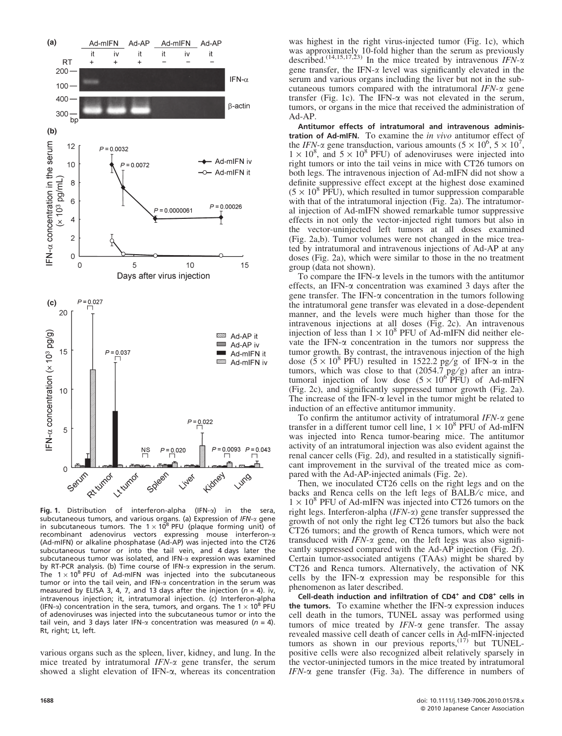**Fig. 1.** Distribution of interferon-alpha (IFN-α) in the sera, subcutaneous tumors, and various organs. (a) Expression of *IFN-α* gene in subcutaneous tumors. The $1 \times 10^8$ PFU (plaque forming unit) of recombinant adenovirus vectors expressing mouse interferon-α (Ad-mIFN) or alkaline phosphatase (Ad-AP) was injected into the CT26 subcutaneous tumor or into the tail vein, and 4 days later the subcutaneous tumor was isolated, and IFN-α expression was examined by RT-PCR analysis. (b) Time course of IFN-α expression in the serum. The $1 \times 10^8$ PFU of Ad-mIFN was injected into the subcutaneous tumor or into the tail vein, and IFN-α concentration in the serum was measured by ELISA 3, 4, 7, and 13 days after the injection ($n = 4$). iv, intravenous injection; it, intratumoral injection. (c) Interferon-alpha (IFN-α) concentration in the sera, tumors, and organs. The $1 \times 10^8$ PFU of adenoviruses was injected into the subcutaneous tumor or into the tail vein, and 3 days later IFN-α concentration was measured ($n = 4$). Rt, right; Lt, left.

various organs such as the spleen, liver, kidney, and lung. In the mice treated by intratumoral *IFN-α* gene transfer, the serum showed a slight elevation of IFN-α, whereas its concentration was highest in the right virus-injected tumor (Fig. 1c), which was approximately 10-fold higher than the serum as previously described.[14,15,17,23] In the mice treated by intravenous *IFN-α* gene transfer, the IFN-α level was significantly elevated in the serum and various organs including the liver but not in the subcutaneous tumors compared with the intratumoral *IFN-α* gene transfer (Fig. 1c). The IFN-α was not elevated in the serum, tumors, or organs in the mice that received the administration of Ad-AP.

**Antitumor effects of intratumoral and intravenous administration of Ad-mIFN.** To examine the *in vivo* antitumor effect of the *IFN-α* gene transduction, various amounts ($5 \times 10^6$, $5 \times 10^7$, $1 \times 10^8$, and $5 \times 10^8$ PFU) of adenoviruses were injected into right tumors or into the tail veins in mice with CT26 tumors on both legs. The intravenous injection of Ad-mIFN did not show a definite suppressive effect except at the highest dose examined ($5 \times 10^8$ PFU), which resulted in tumor suppression comparable with that of the intratumoral injection (Fig. 2a). The intratumoral injection of Ad-mIFN showed remarkable tumor suppressive effects in not only the vector-injected right tumors but also in the vector-uninjected left tumors at all doses examined (Fig. 2a,b). Tumor volumes were not changed in the mice treated by intratumoral and intravenous injections of Ad-AP at any doses (Fig. 2a), which were similar to those in the no treatment group (data not shown).

To compare the IFN-α levels in the tumors with the antitumor effects, an IFN-α concentration was examined 3 days after the gene transfer. The IFN-α concentration in the tumors following the intratumoral gene transfer was elevated in a dose-dependent manner, and the levels were much higher than those for the intravenous injections at all doses (Fig. 2c). An intravenous injection of less than $1 \times 10^8$ PFU of Ad-mIFN did neither elevate the IFN-α concentration in the tumors nor suppress the tumor growth. By contrast, the intravenous injection of the high dose ($5 \times 10^8$ PFU) resulted in 1522.2 pg/g of IFN-α in the tumors, which was close to that (2054.7 pg/g) after an intratumoral injection of low dose ($5 \times 10^6$ PFU) of Ad-mIFN (Fig. 2c), and significantly suppressed tumor growth (Fig. 2a). The increase of the IFN-α level in the tumor might be related to induction of an effective antitumor immunity.

To confirm the antitumor activity of intratumoral *IFN-α* gene transfer in a different tumor cell line, $1 \times 10^8$ PFU of Ad-mIFN was injected into Renca tumor-bearing mice. The antitumor activity of an intratumoral injection was also evident against the renal cancer cells (Fig. 2d), and resulted in a statistically significant improvement in the survival of the treated mice as compared with the Ad-AP-injected animals (Fig. 2e).

Then, we inoculated CT26 cells on the right legs and on the backs and Renca cells on the left legs of BALB/c mice, and $1 \times 10^8$ PFU of Ad-mIFN was injected into CT26 tumors on the right legs. Interferon-alpha (*IFN-α*) gene transfer suppressed the growth of not only the right leg CT26 tumors but also the back CT26 tumors; and the growth of Renca tumors, which were not transduced with *IFN-α* gene, on the left legs was also significantly suppressed compared with the Ad-AP injection (Fig. 2f). Certain tumor-associated antigens (TAAs) might be shared by CT26 and Renca tumors. Alternatively, the activation of NK cells by the IFN-α expression may be responsible for this phenomenon as later described.

**Cell-death induction and infiltration of $CD4^+$ and $CD8^+$ cells in the tumors.** To examine whether the IFN-α expression induces cell death in the tumors, TUNEL assay was performed using tumors of mice treated by *IFN-α* gene transfer. The assay revealed massive cell death of cancer cells in Ad-mIFN-injected tumors as shown in our previous reports,[17] but TUNEL-positive cells were also recognized albeit relatively sparsely in the vector-uninjected tumors in the mice treated by intratumoral *IFN-α* gene transfer (Fig. 3a). The difference in numbers of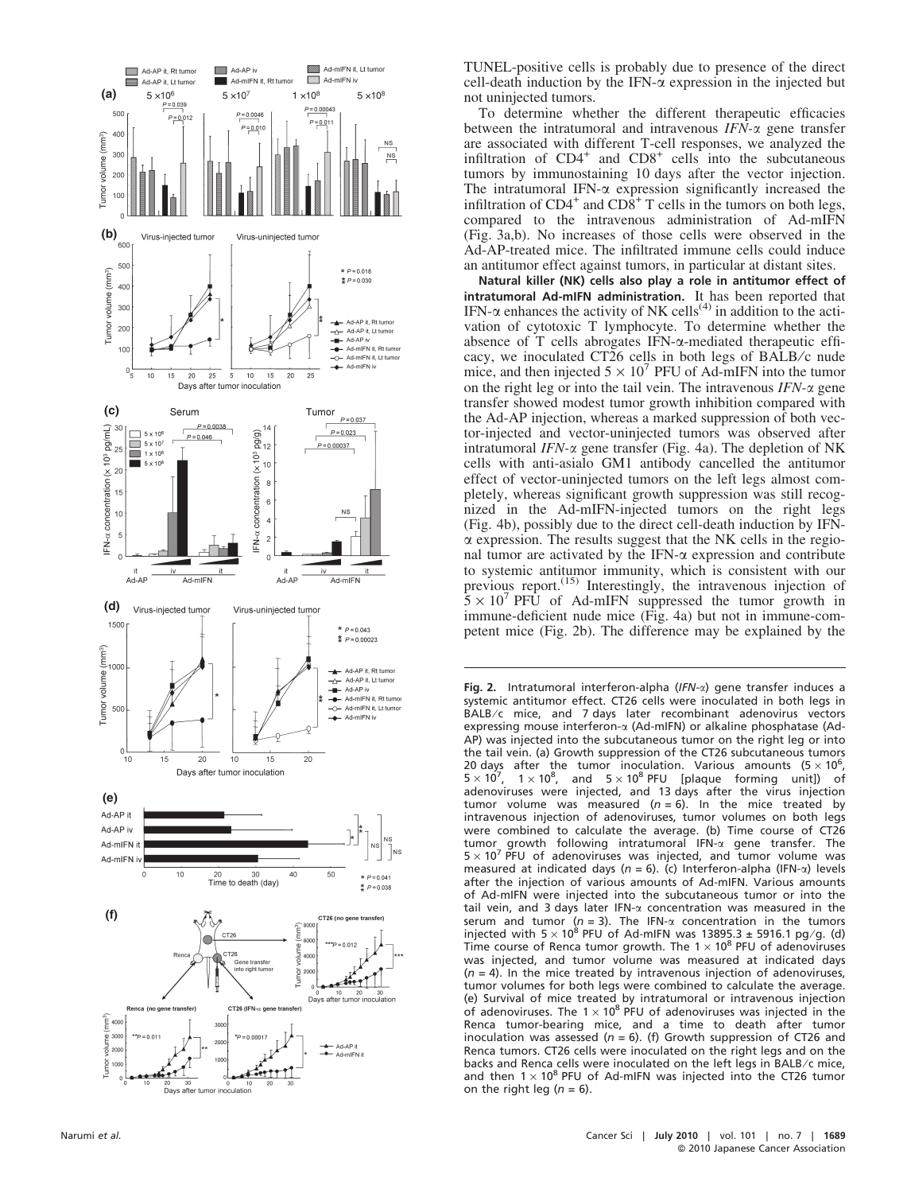TUNEL-positive cells is probably due to presence of the direct cell-death induction by the IFN-α expression in the injected but not uninjected tumors.

To determine whether the different therapeutic efficacies between the intratumoral and intravenous *IFN-α* gene transfer are associated with different T-cell responses, we analyzed the infiltration of $CD4^+$ and $CD8^+$ cells into the subcutaneous tumors by immunostaining 10 days after the vector injection. The intratumoral IFN-α expression significantly increased the infiltration of $CD4^+$ and $CD8^+$ T cells in the tumors on both legs, compared to the intravenous administration of Ad-mIFN (Fig. 3a,b). No increases of those cells were observed in the Ad-AP-treated mice. The infiltrated immune cells could induce an antitumor effect against tumors, in particular at distant sites.

**Natural killer (NK) cells also play a role in antitumor effect of intratumoral Ad-mIFN administration.** It has been reported that IFN-α enhances the activity of NK cells[4] in addition to the activation of cytotoxic T lymphocyte. To determine whether the absence of T cells abrogates IFN-α-mediated therapeutic efficacy, we inoculated CT26 cells in both legs of BALB/c nude mice, and then injected $5 \times 10^7$ PFU of Ad-mIFN into the tumor on the right leg or into the tail vein. The intravenous *IFN-α* gene transfer showed modest tumor growth inhibition compared with the Ad-AP injection, whereas a marked suppression of both vector-injected and vector-uninjected tumors was observed after intratumoral *IFN-α* gene transfer (Fig. 4a). The depletion of NK cells with anti-asialo GM1 antibody cancelled the antitumor effect of vector-uninjected tumors on the left legs almost completely, whereas significant growth suppression was still recognized in the Ad-mIFN-injected tumors on the right legs (Fig. 4b), possibly due to the direct cell-death induction by IFN-α expression. The results suggest that the NK cells in the regional tumor are activated by the IFN-α expression and contribute to systemic antitumor immunity, which is consistent with our previous report.[15] Interestingly, the intravenous injection of $5 \times 10^7$ PFU of Ad-mIFN suppressed the tumor growth in immune-deficient nude mice (Fig. 4a) but not in immune-competent mice (Fig. 2b). The difference may be explained by the

**Fig. 2.** Intratumoral interferon-alpha (*IFN-α*) gene transfer induces a systemic antitumor effect. CT26 cells were inoculated in both legs in BALB/c mice, and 7 days later recombinant adenovirus vectors expressing mouse interferon-α (Ad-mIFN) or alkaline phosphatase (Ad-AP) was injected into the subcutaneous tumor on the right leg or into the tail vein. (a) Growth suppression of the CT26 subcutaneous tumors 20 days after the tumor inoculation. Various amounts ($5 \times 10^6$, $5 \times 10^7$, $1 \times 10^8$, and $5 \times 10^8$ PFU [plaque forming unit]) of adenoviruses were injected, and 13 days after the virus injection tumor volume was measured ($n = 6$). In the mice treated by intravenous injection of adenoviruses, tumor volumes on both legs were combined to calculate the average. (b) Time course of CT26 tumor growth following intratumoral IFN-α gene transfer. The $5 \times 10^7$ PFU of adenoviruses was injected, and tumor volume was measured at indicated days ($n = 6$). (c) Interferon-alpha (IFN-α) levels after the injection of various amounts of Ad-mIFN. Various amounts of Ad-mIFN were injected into the subcutaneous tumor or into the tail vein, and 3 days later IFN-α concentration was measured in the serum and tumor ($n = 3$). The IFN-α concentration in the tumors injected with $5 \times 10^8$ PFU of Ad-mIFN was 13895.3 ± 5916.1 pg/g. (d) Time course of Renca tumor growth. The $1 \times 10^8$ PFU of adenoviruses was injected, and tumor volume was measured at indicated days ($n = 4$). In the mice treated by intravenous injection of adenoviruses, tumor volumes for both legs were combined to calculate the average. (e) Survival of mice treated by intratumoral or intravenous injection of adenoviruses. The $1 \times 10^8$ PFU of adenoviruses was injected in the Renca tumor-bearing mice, and a time to death after tumor inoculation was assessed ($n = 6$). (f) Growth suppression of CT26 and Renca tumors. CT26 cells were inoculated on the right legs and on the backs and Renca cells were inoculated on the left legs in BALB/c mice, and then $1 \times 10^8$ PFU of Ad-mIFN was injected into the CT26 tumor on the right leg ($n = 6$).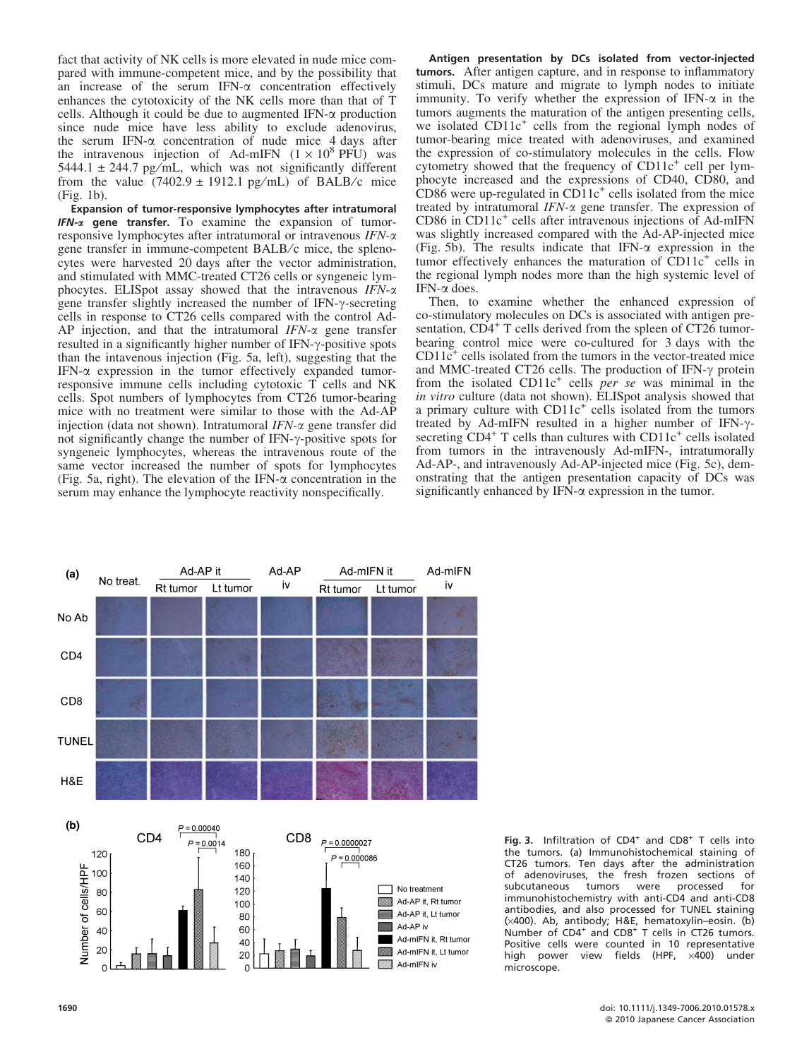fact that activity of NK cells is more elevated in nude mice compared with immune-competent mice, and by the possibility that an increase of the serum IFN-α concentration effectively enhances the cytotoxicity of the NK cells more than that of T cells. Although it could be due to augmented IFN-α production since nude mice have less ability to exclude adenovirus, the serum IFN-α concentration of nude mice 4 days after the intravenous injection of Ad-mIFN ($1 \times 10^8$ PFU) was 5444.1 ± 244.7 pg/mL, which was not significantly different from the value (7402.9 ± 1912.1 pg/mL) of BALB/c mice (Fig. 1b).

**Expansion of tumor-responsive lymphocytes after intratumoral *IFN-α* gene transfer.** To examine the expansion of tumor-responsive lymphocytes after intratumoral or intravenous *IFN-α* gene transfer in immune-competent BALB/c mice, the splenocytes were harvested 20 days after the vector administration, and stimulated with MMC-treated CT26 cells or syngeneic lymphocytes. ELISpot assay showed that the intravenous *IFN-α* gene transfer slightly increased the number of IFN-γ-secreting cells in response to CT26 cells compared with the control Ad-AP injection, and that the intratumoral *IFN-α* gene transfer resulted in a significantly higher number of IFN-γ-positive spots than the intavenous injection (Fig. 5a, left), suggesting that the IFN-α expression in the tumor effectively expanded tumor-responsive immune cells including cytotoxic T cells and NK cells. Spot numbers of lymphocytes from CT26 tumor-bearing mice with no treatment were similar to those with the Ad-AP injection (data not shown). Intratumoral *IFN-α* gene transfer did not significantly change the number of IFN-γ-positive spots for syngeneic lymphocytes, whereas the intravenous route of the same vector increased the number of spots for lymphocytes (Fig. 5a, right). The elevation of the IFN-α concentration in the serum may enhance the lymphocyte reactivity nonspecifically.

**Antigen presentation by DCs isolated from vector-injected tumors.** After antigen capture, and in response to inflammatory stimuli, DCs mature and migrate to lymph nodes to initiate immunity. To verify whether the expression of IFN-α in the tumors augments the maturation of the antigen presenting cells, we isolated CD11c$^+$ cells from the regional lymph nodes of tumor-bearing mice treated with adenoviruses, and examined the expression of co-stimulatory molecules in the cells. Flow cytometry showed that the frequency of CD11c$^+$ cell per lymphocyte increased and the expressions of CD40, CD80, and CD86 were up-regulated in CD11c$^+$ cells isolated from the mice treated by intratumoral *IFN-α* gene transfer. The expression of CD86 in CD11c$^+$ cells after intravenous injections of Ad-mIFN was slightly increased compared with the Ad-AP-injected mice (Fig. 5b). The results indicate that IFN-α expression in the tumor effectively enhances the maturation of CD11c$^+$ cells in the regional lymph nodes more than the high systemic level of IFN-α does.

Then, to examine whether the enhanced expression of co-stimulatory molecules on DCs is associated with antigen presentation, CD4$^+$ T cells derived from the spleen of CT26 tumor-bearing control mice were co-cultured for 3 days with the CD11c$^+$ cells isolated from the tumors in the vector-treated mice and MMC-treated CT26 cells. The production of IFN-γ protein from the isolated CD11c$^+$ cells *per se* was minimal in the *in vitro* culture (data not shown). ELISpot analysis showed that a primary culture with CD11c$^+$ cells isolated from the tumors treated by Ad-mIFN resulted in a higher number of IFN-γ-secreting CD4$^+$ T cells than cultures with CD11c$^+$ cells isolated from tumors in the intravenously Ad-mIFN-, intratumorally Ad-AP-, and intravenously Ad-AP-injected mice (Fig. 5c), demonstrating that the antigen presentation capacity of DCs was significantly enhanced by IFN-α expression in the tumor.

**Fig. 3.** Infiltration of CD4$^+$ and CD8$^+$ T cells into the tumors. (a) Immunohistochemical staining of CT26 tumors. Ten days after the administration of adenoviruses, the fresh frozen sections of subcutaneous tumors were processed for immunohistochemistry with anti-CD4 and anti-CD8 antibodies, and also processed for TUNEL staining (×400). Ab, antibody; H&E, hematoxylin–eosin. (b) Number of CD4$^+$ and CD8$^+$ T cells in CT26 tumors. Positive cells were counted in 10 representative high power view fields (HPF, ×400) under microscope.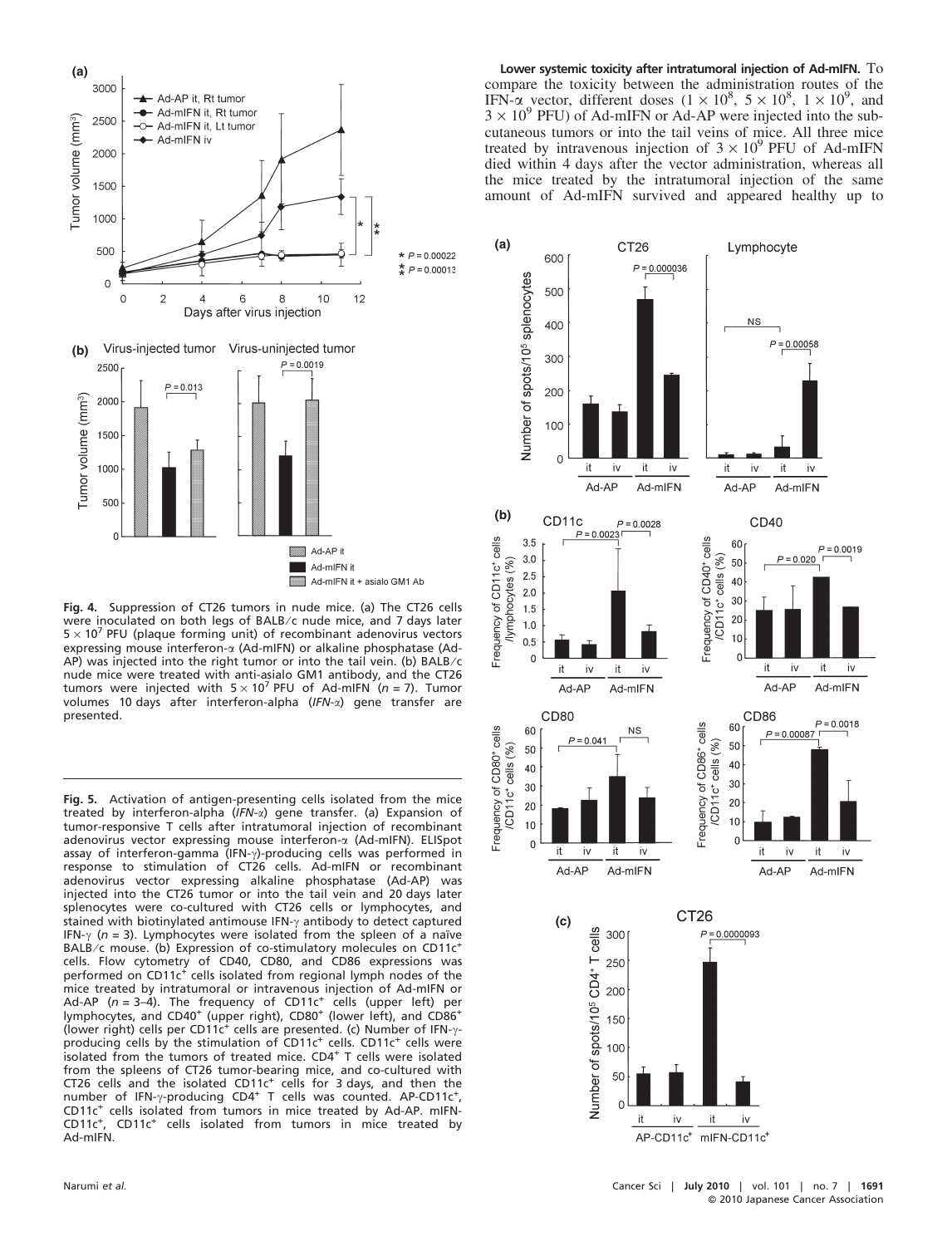**Fig. 4.** Suppression of CT26 tumors in nude mice. (a) The CT26 cells were inoculated on both legs of BALB/c nude mice, and 7 days later $5 \times 10^7$ PFU (plaque forming unit) of recombinant adenovirus vectors expressing mouse interferon-α (Ad-mIFN) or alkaline phosphatase (Ad-AP) was injected into the right tumor or into the tail vein. (b) BALB/c nude mice were treated with anti-asialo GM1 antibody, and the CT26 tumors were injected with $5 \times 10^7$ PFU of Ad-mIFN ($n = 7$). Tumor volumes 10 days after interferon-alpha (*IFN-α*) gene transfer are presented.

**Fig. 5.** Activation of antigen-presenting cells isolated from the mice treated by interferon-alpha (*IFN-α*) gene transfer. (a) Expansion of tumor-responsive T cells after intratumoral injection of recombinant adenovirus vector expressing mouse interferon-α (Ad-mIFN). ELISpot assay of interferon-gamma (IFN-γ)-producing cells was performed in response to stimulation of CT26 cells. Ad-mIFN or recombinant adenovirus vector expressing alkaline phosphatase (Ad-AP) was injected into the CT26 tumor or into the tail vein and 20 days later splenocytes were co-cultured with CT26 cells or lymphocytes, and stained with biotinylated antimouse IFN-γ antibody to detect captured IFN-γ ($n = 3$). Lymphocytes were isolated from the spleen of a naïve BALB/c mouse. (b) Expression of co-stimulatory molecules on $CD11c^+$ cells. Flow cytometry of CD40, CD80, and CD86 expressions was performed on $CD11c^+$ cells isolated from regional lymph nodes of the mice treated by intratumoral or intravenous injection of Ad-mIFN or Ad-AP ($n = 3$–$4$). The frequency of $CD11c^+$ cells (upper left) per lymphocytes, and $CD40^+$ (upper right), $CD80^+$ (lower left), and $CD86^+$ (lower right) cells per $CD11c^+$ are presented. (c) Number of IFN-γ-producing cells by the stimulation of $CD11c^+$ cells. $CD11c^+$ cells were isolated from the tumors of treated mice. $CD4^+$ T cells were isolated from the spleens of CT26 tumor-bearing mice, and co-cultured with CT26 cells and the isolated $CD11c^+$ cells for 3 days, and then the number of IFN-γ-producing $CD4^+$ T cells was counted. AP-$CD11c^+$, $CD11c^+$ cells isolated from tumors in mice treated by Ad-AP. mIFN-$CD11c^+$, $CD11c^+$ cells isolated from tumors in mice treated by Ad-mIFN.

**Lower systemic toxicity after intratumoral injection of Ad-mIFN.** To compare the toxicity between the administration routes of the IFN-α vector, different doses ($1 \times 10^8$, $5 \times 10^8$, $1 \times 10^9$, and $3 \times 10^9$ PFU) of Ad-mIFN or Ad-AP were injected into the subcutaneous tumors or into the tail veins of mice. All three mice treated by intravenous injection of $3 \times 10^9$ PFU of Ad-mIFN died within 4 days after the vector administration, whereas all the mice treated by the intratumoral injection of the same amount of Ad-mIFN survived and appeared healthy up to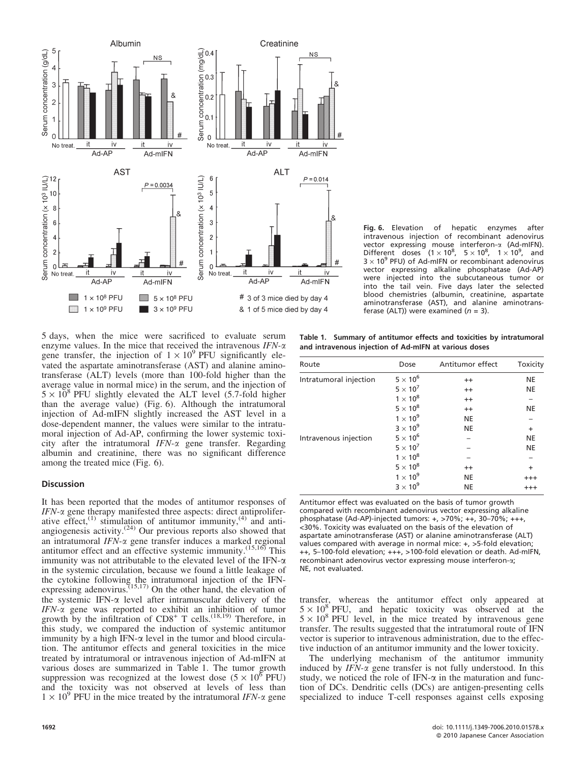**Fig. 6.** Elevation of hepatic enzymes after intravenous injection of recombinant adenovirus vector expressing mouse interferon-α (Ad-mIFN). Different doses ($1 \times 10^8$, $5 \times 10^8$, $1 \times 10^9$, and $3 \times 10^9$ PFU) of Ad-mIFN or recombinant adenovirus vector expressing alkaline phosphatase (Ad-AP) were injected into the subcutaneous tumor or into the tail vein. Five days later the selected blood chemistries (albumin, creatinine, aspartate aminotransferase (AST), and alanine aminotransferase (ALT)) were examined ($n = 3$).

5 days, when the mice were sacrificed to evaluate serum enzyme values. In the mice that received the intravenous *IFN-α* gene transfer, the injection of $1 \times 10^9$ PFU significantly elevated the aspartate aminotransferase (AST) and alanine aminotransferase (ALT) levels (more than 100-fold higher than the average value in normal mice) in the serum, and the injection of $5 \times 10^8$ PFU slightly elevated the ALT level (5.7-fold higher than the average value) (Fig. 6). Although the intratumoral injection of Ad-mIFN slightly increased the AST level in a dose-dependent manner, the values were similar to the intratumoral injection of Ad-AP, confirming the lower systemic toxicity after the intratumoral *IFN-α* gene transfer. Regarding albumin and creatinine, there was no significant difference among the treated mice (Fig. 6).

## Discussion

It has been reported that the modes of antitumor responses of *IFN-α* gene therapy manifested three aspects: direct antiproliferative effect,[1] stimulation of antitumor immunity,[4] and anti-angiogenesis activity.[24] Our previous reports also showed that an intratumoral *IFN-α* gene transfer induces a marked regional antitumor effect and an effective systemic immunity.[15,16] This immunity was not attributable to the elevated level of the IFN-α in the systemic circulation, because we found a little leakage of the cytokine following the intratumoral injection of the IFN-expressing adenovirus.[15,17] On the other hand, the elevation of the systemic IFN-α level after intramuscular delivery of the *IFN-α* gene was reported to exhibit an inhibition of tumor growth by the infiltration of $CD8^+$ T cells.[18,19] Therefore, in this study, we compared the induction of systemic antitumor immunity by a high IFN-α level in the tumor and blood circulation. The antitumor effects and general toxicities in the mice treated by intratumoral or intravenous injection of Ad-mIFN at various doses are summarized in Table 1. The tumor growth suppression was recognized at the lowest dose ($5 \times 10^6$ PFU) and the toxicity was not observed at levels of less than $1 \times 10^9$ PFU in the mice treated by the intratumoral *IFN-α* gene

**Table 1. Summary of antitumor effects and toxicities by intratumoral and intravenous injection of Ad-mIFN at various doses**

| Route | Dose | Antitumor effect | Toxicity |
|---|---|---|---|
| Intratumoral injection | $5 \times 10^6$ | ++ | NE |
| | $5 \times 10^7$ | ++ | NE |
| | $1 \times 10^8$ | ++ | – |
| | $5 \times 10^8$ | ++ | NE |
| | $1 \times 10^9$ | NE | – |
| | $3 \times 10^9$ | NE | + |
| Intravenous injection | $5 \times 10^6$ | – | NE |
| | $5 \times 10^7$ | – | NE |
| | $1 \times 10^8$ | – | – |
| | $5 \times 10^8$ | ++ | + |
| | $1 \times 10^9$ | NE | +++ |
| | $3 \times 10^9$ | NE | +++ |

Antitumor effect was evaluated on the basis of tumor growth compared with recombinant adenovirus vector expressing alkaline phosphatase (Ad-AP)-injected tumors: +, >70%; ++, 30–70%; +++, <30%. Toxicity was evaluated on the basis of the elevation of aspartate aminotransferase (AST) or alanine aminotransferase (ALT) values compared with average in normal mice: +, >5-fold elevation; ++, 5–100-fold elevation; +++, >100-fold elevation or death. Ad-mIFN, recombinant adenovirus vector expressing mouse interferon-α; NE, not evaluated.

transfer, whereas the antitumor effect only appeared at $5 \times 10^8$ PFU, and hepatic toxicity was observed at the $5 \times 10^8$ PFU level, in the mice treated by intravenous gene transfer. The results suggested that the intratumoral route of IFN vector is superior to intravenous administration, due to the effective induction of an antitumor immunity and the lower toxicity.

The underlying mechanism of the antitumor immunity induced by *IFN-α* gene transfer is not fully understood. In this study, we noticed the role of IFN-α in the maturation and function of DCs. Dendritic cells (DCs) are antigen-presenting cells specialized to induce T-cell responses against cells exposing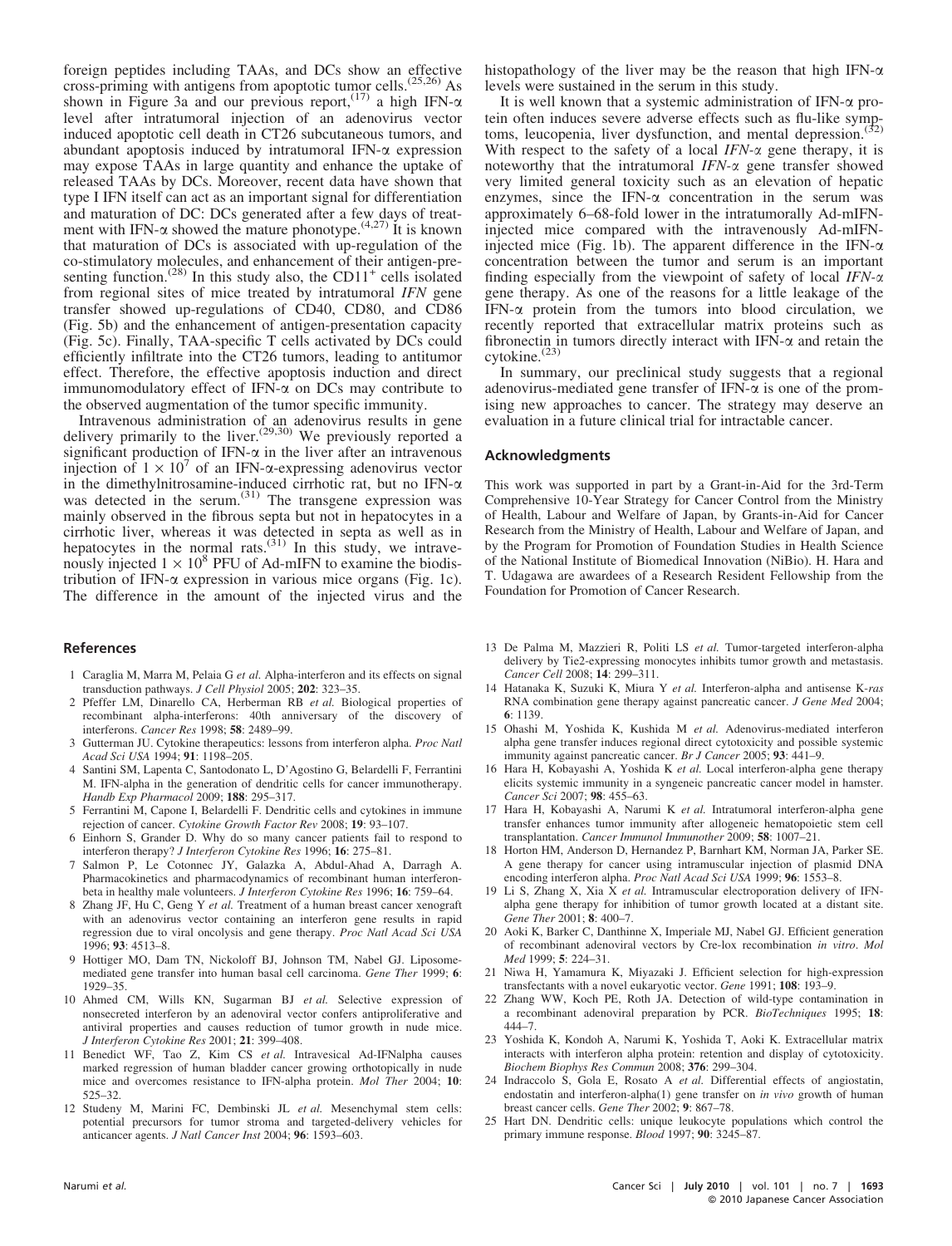foreign peptides including TAAs, and DCs show an effective cross-priming with antigens from apoptotic tumor cells.[25,26] As shown in Figure 3a and our previous report,[17] a high IFN-α level after intratumoral injection of an adenovirus vector induced apoptotic cell death in CT26 subcutaneous tumors, and abundant apoptosis induced by intratumoral IFN-α expression may expose TAAs in large quantity and enhance the uptake of released TAAs by DCs. Moreover, recent data have shown that type I IFN itself can act as an important signal for differentiation and maturation of DC: DCs generated after a few days of treatment with IFN-α showed the mature phonotype.[4,27] It is known that maturation of DCs is associated with up-regulation of the co-stimulatory molecules, and enhancement of their antigen-presenting function.[28] In this study also, the CD11$^+$ cells isolated from regional sites of mice treated by intratumoral *IFN* gene transfer showed up-regulations of CD40, CD80, and CD86 (Fig. 5b) and the enhancement of antigen-presentation capacity (Fig. 5c). Finally, TAA-specific T cells activated by DCs could efficiently infiltrate into the CT26 tumors, leading to antitumor effect. Therefore, the effective apoptosis induction and direct immunomodulatory effect of IFN-α on DCs may contribute to the observed augmentation of the tumor specific immunity.

Intravenous administration of an adenovirus results in gene delivery primarily to the liver.[29,30] We previously reported a significant production of IFN-α in the liver after an intravenous injection of $1 \times 10^7$ of an IFN-α-expressing adenovirus vector in the dimethylnitrosamine-induced cirrhotic rat, but no IFN-α was detected in the serum.[31] The transgene expression was mainly observed in the fibrous septa but not in hepatocytes in a cirrhotic liver, whereas it was detected in septa as well as in hepatocytes in the normal rats.[31] In this study, we intravenously injected $1 \times 10^8$ PFU of Ad-mIFN to examine the biodistribution of IFN-α expression in various mice organs (Fig. 1c). The difference in the amount of the injected virus and the histopathology of the liver may be the reason that high IFN-α levels were sustained in the serum in this study.

It is well known that a systemic administration of IFN-α protein often induces severe adverse effects such as flu-like symptoms, leucopenia, liver dysfunction, and mental depression.[32] With respect to the safety of a local *IFN-α* gene therapy, it is noteworthy that the intratumoral *IFN-α* gene transfer showed very limited general toxicity such as an elevation of hepatic enzymes, since the IFN-α concentration in the serum was approximately 6–68-fold lower in the intratumorally Ad-mIFN-injected mice compared with the intravenously Ad-mIFN-injected mice (Fig. 1b). The apparent difference in the IFN-α concentration between the tumor and serum is an important finding especially from the viewpoint of safety of local *IFN-α* gene therapy. As one of the reasons for a little leakage of the IFN-α protein from the tumors into blood circulation, we recently reported that extracellular matrix proteins such as fibronectin in tumors directly interact with IFN-α and retain the cytokine.[23]

In summary, our preclinical study suggests that a regional adenovirus-mediated gene transfer of IFN-α is one of the promising new approaches to cancer. The strategy may deserve an evaluation in a future clinical trial for intractable cancer.

## Acknowledgments

This work was supported in part by a Grant-in-Aid for the 3rd-Term Comprehensive 10-Year Strategy for Cancer Control from the Ministry of Health, Labour and Welfare of Japan, by Grants-in-Aid for Cancer Research from the Ministry of Health, Labour and Welfare of Japan, and by the Program for Promotion of Foundation Studies in Health Science of the National Institute of Biomedical Innovation (NiBio). H. Hara and T. Udagawa are awardees of a Research Resident Fellowship from the Foundation for Promotion of Cancer Research.

## References

1 Caraglia M, Marra M, Pelaia G *et al.* Alpha-interferon and its effects on signal transduction pathways. *J Cell Physiol* 2005; **202**: 323–35.

2 Pfeffer LM, Dinarello CA, Herberman RB *et al.* Biological properties of recombinant alpha-interferons: 40th anniversary of the discovery of interferons. *Cancer Res* 1998; **58**: 2489–99.

3 Gutterman JU. Cytokine therapeutics: lessons from interferon alpha. *Proc Natl Acad Sci USA* 1994; **91**: 1198–205.

4 Santini SM, Lapenta C, Santodonato L, D'Agostino G, Belardelli F, Ferrantini M. IFN-alpha in the generation of dendritic cells for cancer immunotherapy. *Handb Exp Pharmacol* 2009; **188**: 295–317.

5 Ferrantini M, Capone I, Belardelli F. Dendritic cells and cytokines in immune rejection of cancer. *Cytokine Growth Factor Rev* 2008; **19**: 93–107.

6 Einhorn S, Grander D. Why do so many cancer patients fail to respond to interferon therapy? *J Interferon Cytokine Res* 1996; **16**: 275–81.

7 Salmon P, Le Cotonnec JY, Galazka A, Abdul-Ahad A, Darragh A. Pharmacokinetics and pharmacodynamics of recombinant human interferon-beta in healthy male volunteers. *J Interferon Cytokine Res* 1996; **16**: 759–64.

8 Zhang JF, Hu C, Geng Y *et al.* Treatment of a human breast cancer xenograft with an adenovirus vector containing an interferon gene results in rapid regression due to viral oncolysis and gene therapy. *Proc Natl Acad Sci USA* 1996; **93**: 4513–8.

9 Hottiger MO, Dam TN, Nickoloff BJ, Johnson TM, Nabel GJ. Liposome-mediated gene transfer into human basal cell carcinoma. *Gene Ther* 1999; **6**: 1929–35.

10 Ahmed CM, Wills KN, Sugarman BJ *et al.* Selective expression of nonsecreted interferon by an adenoviral vector confers antiproliferative and antiviral properties and causes reduction of tumor growth in nude mice. *J Interferon Cytokine Res* 2001; **21**: 399–408.

11 Benedict WF, Tao Z, Kim CS *et al.* Intravesical Ad-IFNalpha causes marked regression of human bladder cancer growing orthotopically in nude mice and overcomes resistance to IFN-alpha protein. *Mol Ther* 2004; **10**: 525–32.

12 Studeny M, Marini FC, Dembinski JL *et al.* Mesenchymal stem cells: potential precursors for tumor stroma and targeted-delivery vehicles for anticancer agents. *J Natl Cancer Inst* 2004; **96**: 1593–603.

13 De Palma M, Mazzieri R, Politi LS *et al.* Tumor-targeted interferon-alpha delivery by Tie2-expressing monocytes inhibits tumor growth and metastasis. *Cancer Cell* 2008; **14**: 299–311.

14 Hatanaka K, Suzuki K, Miura Y *et al.* Interferon-alpha and antisense K-*ras* RNA combination gene therapy against pancreatic cancer. *J Gene Med* 2004; **6**: 1139.

15 Ohashi M, Yoshida K, Kushida M *et al.* Adenovirus-mediated interferon alpha gene transfer induces regional direct cytotoxicity and possible systemic immunity against pancreatic cancer. *Br J Cancer* 2005; **93**: 441–9.

16 Hara H, Kobayashi A, Yoshida K *et al.* Local interferon-alpha gene therapy elicits systemic immunity in a syngeneic pancreatic cancer model in hamster. *Cancer Sci* 2007; **98**: 455–63.

17 Hara H, Kobayashi A, Narumi K *et al.* Intratumoral interferon-alpha gene transfer enhances tumor immunity after allogeneic hematopoietic stem cell transplantation. *Cancer Immunol Immunother* 2009; **58**: 1007–21.

18 Horton HM, Anderson D, Hernandez P, Barnhart KM, Norman JA, Parker SE. A gene therapy for cancer using intramuscular injection of plasmid DNA encoding interferon alpha. *Proc Natl Acad Sci USA* 1999; **96**: 1553–8.

19 Li S, Zhang X, Xia X *et al.* Intramuscular electroporation delivery of IFN-alpha gene therapy for inhibition of tumor growth located at a distant site. *Gene Ther* 2001; **8**: 400–7.

20 Aoki K, Barker C, Danthinne X, Imperiale MJ, Nabel GJ. Efficient generation of recombinant adenoviral vectors by Cre-lox recombination *in vitro*. *Mol Med* 1999; **5**: 224–31.

21 Niwa H, Yamamura K, Miyazaki J. Efficient selection for high-expression transfectants with a novel eukaryotic vector. *Gene* 1991; **108**: 193–9.

22 Zhang WW, Koch PE, Roth JA. Detection of wild-type contamination in a recombinant adenoviral preparation by PCR. *BioTechniques* 1995; **18**: 444–7.

23 Yoshida K, Kondoh A, Narumi K, Yoshida T, Aoki K. Extracellular matrix interacts with interferon alpha protein: retention and display of cytotoxicity. *Biochem Biophys Res Commun* 2008; **376**: 299–304.

24 Indraccolo S, Gola E, Rosato A *et al.* Differential effects of angiostatin, endostatin and interferon-alpha(1) gene transfer on *in vivo* growth of human breast cancer cells. *Gene Ther* 2002; **9**: 867–78.

25 Hart DN. Dendritic cells: unique leukocyte populations which control the primary immune response. *Blood* 1997; **90**: 3245–87.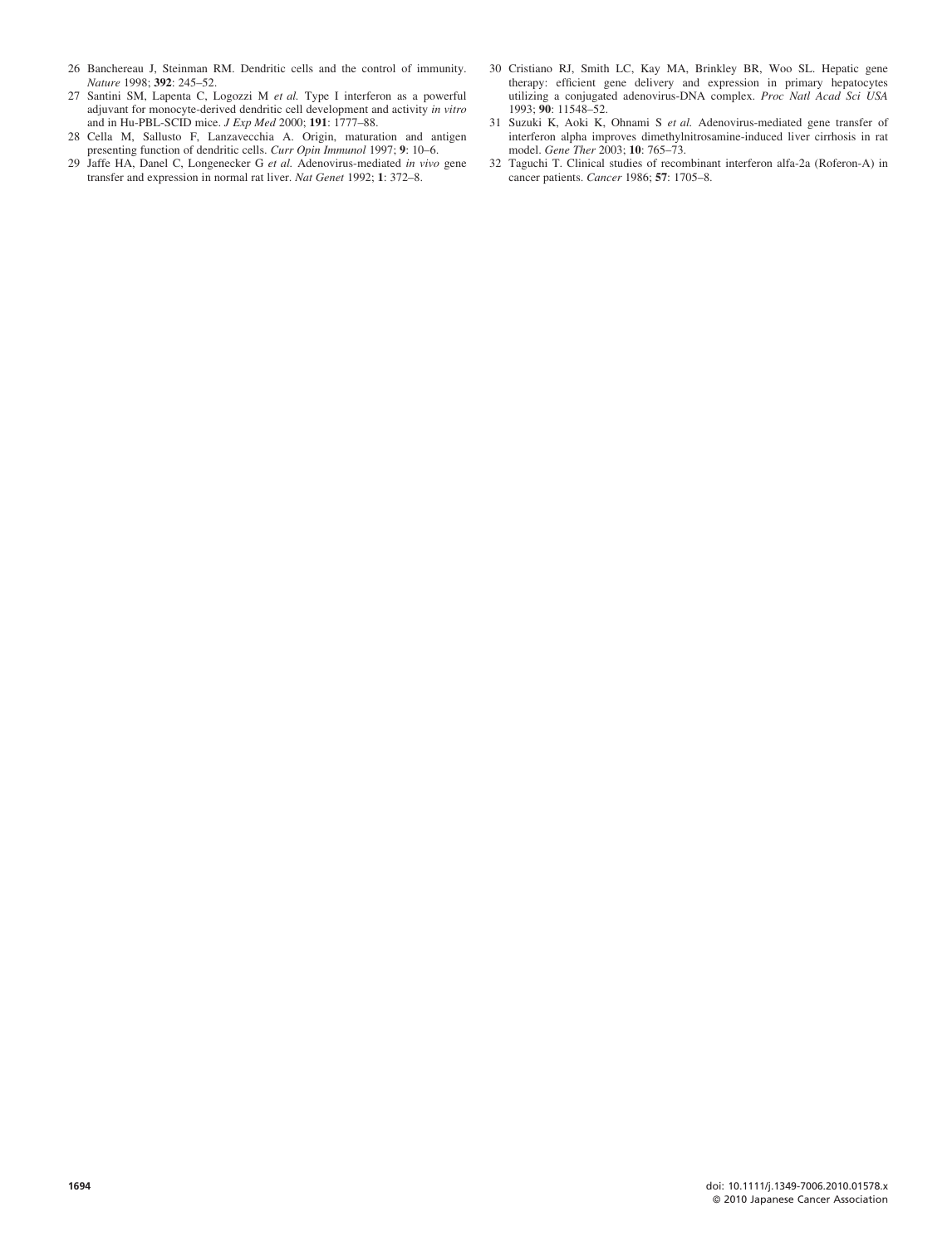26 Banchereau J, Steinman RM. Dendritic cells and the control of immunity. *Nature* 1998; **392**: 245–52.

27 Santini SM, Lapenta C, Logozzi M *et al.* Type I interferon as a powerful adjuvant for monocyte-derived dendritic cell development and activity *in vitro* and in Hu-PBL-SCID mice. *J Exp Med* 2000; **191**: 1777–88.

28 Cella M, Sallusto F, Lanzavecchia A. Origin, maturation and antigen presenting function of dendritic cells. *Curr Opin Immunol* 1997; **9**: 10–6.

29 Jaffe HA, Danel C, Longenecker G *et al.* Adenovirus-mediated *in vivo* gene transfer and expression in normal rat liver. *Nat Genet* 1992; **1**: 372–8.

30 Cristiano RJ, Smith LC, Kay MA, Brinkley BR, Woo SL. Hepatic gene therapy: efficient gene delivery and expression in primary hepatocytes utilizing a conjugated adenovirus-DNA complex. *Proc Natl Acad Sci USA* 1993; **90**: 11548–52.

31 Suzuki K, Aoki K, Ohnami S *et al.* Adenovirus-mediated gene transfer of interferon alpha improves dimethylnitrosamine-induced liver cirrhosis in rat model. *Gene Ther* 2003; **10**: 765–73.

32 Taguchi T. Clinical studies of recombinant interferon alfa-2a (Roferon-A) in cancer patients. *Cancer* 1986; **57**: 1705–8.

doi: 10.1111/j.1349-7006.2010.01578.x
© 2010 Japanese Cancer Association